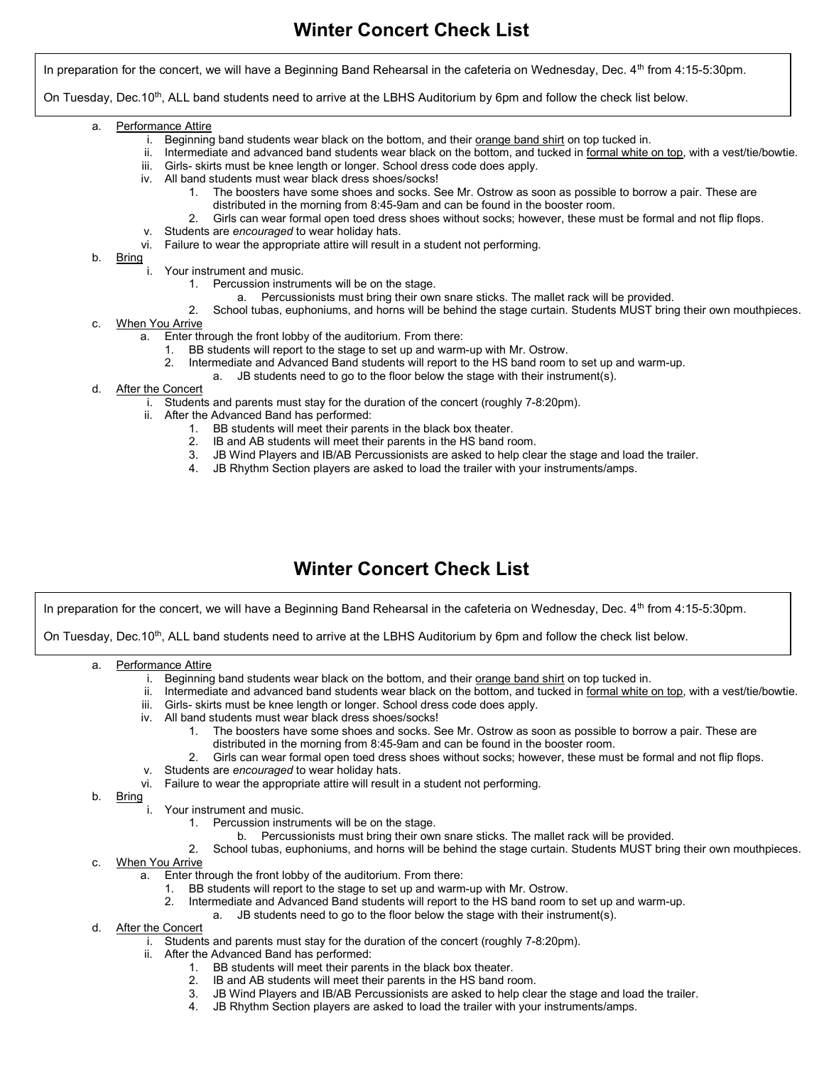# Winter Concert Check List

In preparation for the concert, we will have a Beginning Band Rehearsal in the cafeteria on Wednesday, Dec. 4th from 4:15-5:30pm.

On Tuesday, Dec.10th, ALL band students need to arrive at the LBHS Auditorium by 6pm and follow the check list below.

a. Performance Attire
   i. Beginning band students wear black on the bottom, and their orange band shirt on top tucked in.
   ii. Intermediate and advanced band students wear black on the bottom, and tucked in formal white on top, with a vest/tie/bowtie.
   iii. Girls- skirts must be knee length or longer. School dress code does apply.
   iv. All band students must wear black dress shoes/socks!
      1. The boosters have some shoes and socks. See Mr. Ostrow as soon as possible to borrow a pair. These are distributed in the morning from 8:45-9am and can be found in the booster room.
      2. Girls can wear formal open toed dress shoes without socks; however, these must be formal and not flip flops.
   v. Students are *encouraged* to wear holiday hats.
   vi. Failure to wear the appropriate attire will result in a student not performing.

b. Bring
   i. Your instrument and music.
      1. Percussion instruments will be on the stage.
         a. Percussionists must bring their own snare sticks. The mallet rack will be provided.
      2. School tubas, euphoniums, and horns will be behind the stage curtain. Students MUST bring their own mouthpieces.

c. When You Arrive
   a. Enter through the front lobby of the auditorium. From there:
      1. BB students will report to the stage to set up and warm-up with Mr. Ostrow.
      2. Intermediate and Advanced Band students will report to the HS band room to set up and warm-up.
         a. JB students need to go to the floor below the stage with their instrument(s).

d. After the Concert
   i. Students and parents must stay for the duration of the concert (roughly 7-8:20pm).
   ii. After the Advanced Band has performed:
      1. BB students will meet their parents in the black box theater.
      2. IB and AB students will meet their parents in the HS band room.
      3. JB Wind Players and IB/AB Percussionists are asked to help clear the stage and load the trailer.
      4. JB Rhythm Section players are asked to load the trailer with your instruments/amps.

# Winter Concert Check List

In preparation for the concert, we will have a Beginning Band Rehearsal in the cafeteria on Wednesday, Dec. 4th from 4:15-5:30pm.

On Tuesday, Dec.10th, ALL band students need to arrive at the LBHS Auditorium by 6pm and follow the check list below.

a. Performance Attire
   i. Beginning band students wear black on the bottom, and their orange band shirt on top tucked in.
   ii. Intermediate and advanced band students wear black on the bottom, and tucked in formal white on top, with a vest/tie/bowtie.
   iii. Girls- skirts must be knee length or longer. School dress code does apply.
   iv. All band students must wear black dress shoes/socks!
      1. The boosters have some shoes and socks. See Mr. Ostrow as soon as possible to borrow a pair. These are distributed in the morning from 8:45-9am and can be found in the booster room.
      2. Girls can wear formal open toed dress shoes without socks; however, these must be formal and not flip flops.
   v. Students are *encouraged* to wear holiday hats.
   vi. Failure to wear the appropriate attire will result in a student not performing.

b. Bring
   i. Your instrument and music.
      1. Percussion instruments will be on the stage.
         b. Percussionists must bring their own snare sticks. The mallet rack will be provided.
      2. School tubas, euphoniums, and horns will be behind the stage curtain. Students MUST bring their own mouthpieces.

c. When You Arrive
   a. Enter through the front lobby of the auditorium. From there:
      1. BB students will report to the stage to set up and warm-up with Mr. Ostrow.
      2. Intermediate and Advanced Band students will report to the HS band room to set up and warm-up.
         a. JB students need to go to the floor below the stage with their instrument(s).

d. After the Concert
   i. Students and parents must stay for the duration of the concert (roughly 7-8:20pm).
   ii. After the Advanced Band has performed:
      1. BB students will meet their parents in the black box theater.
      2. IB and AB students will meet their parents in the HS band room.
      3. JB Wind Players and IB/AB Percussionists are asked to help clear the stage and load the trailer.
      4. JB Rhythm Section players are asked to load the trailer with your instruments/amps.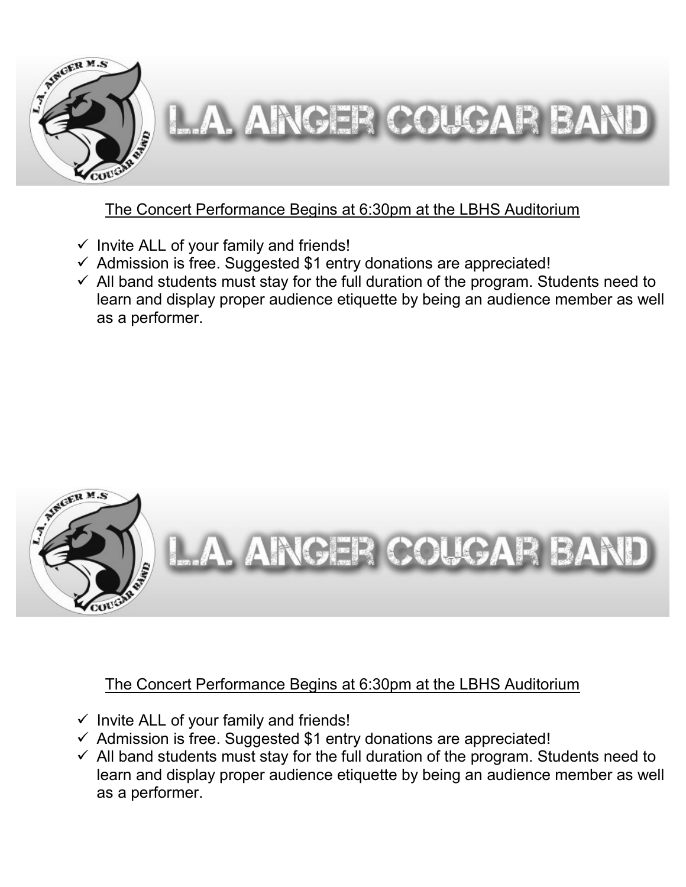# L.A. AINGER COUGAR BAND

The Concert Performance Begins at 6:30pm at the LBHS Auditorium

- ✓ Invite ALL of your family and friends!
- ✓ Admission is free. Suggested $1 entry donations are appreciated!
- ✓ All band students must stay for the full duration of the program. Students need to learn and display proper audience etiquette by being an audience member as well as a performer.

# L.A. AINGER COUGAR BAND

The Concert Performance Begins at 6:30pm at the LBHS Auditorium

- ✓ Invite ALL of your family and friends!
- ✓ Admission is free. Suggested $1 entry donations are appreciated!
- ✓ All band students must stay for the full duration of the program. Students need to learn and display proper audience etiquette by being an audience member as well as a performer.